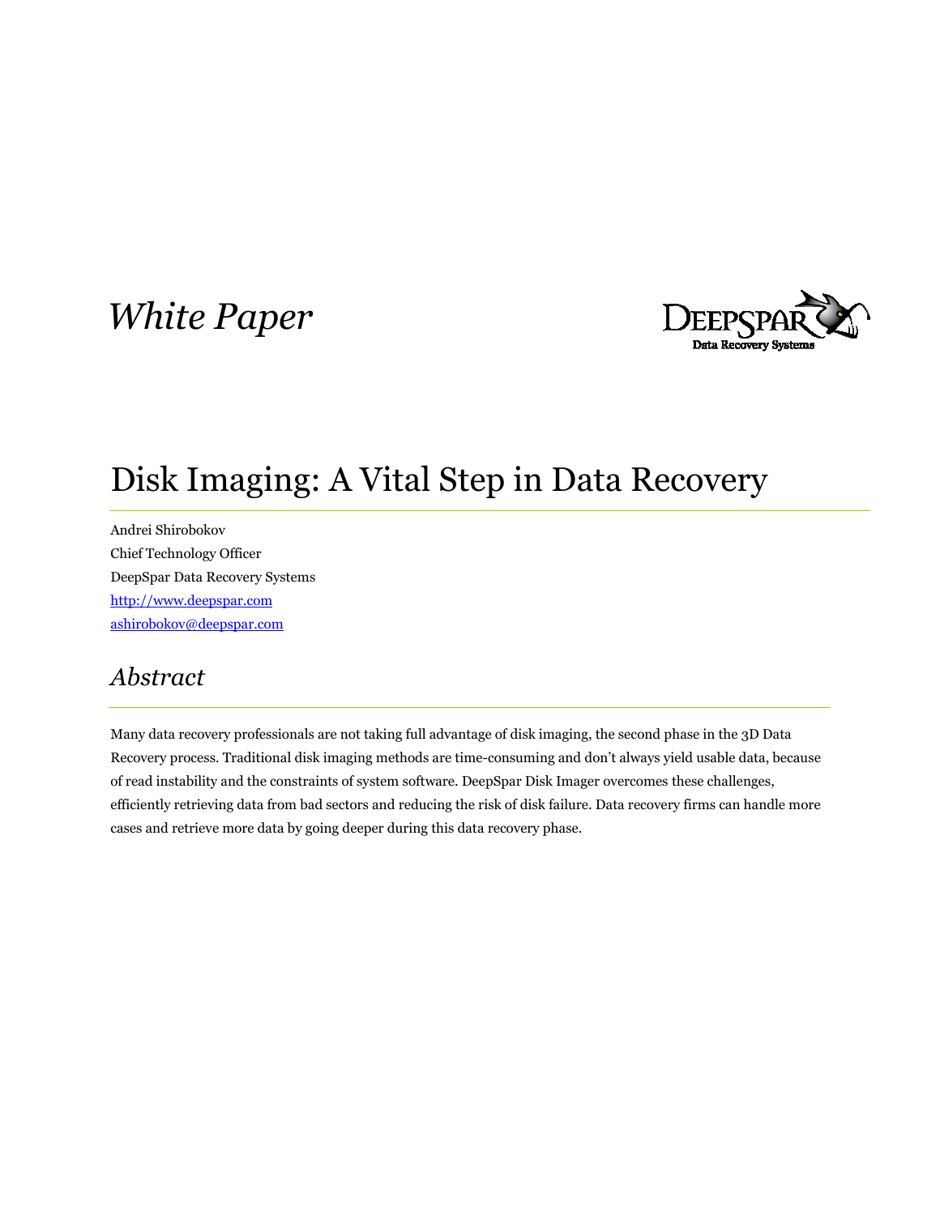*White Paper*

# Disk Imaging: A Vital Step in Data Recovery

Andrei Shirobokov
Chief Technology Officer
DeepSpar Data Recovery Systems
http://www.deepspar.com
ashirobokov@deepspar.com

## *Abstract*

Many data recovery professionals are not taking full advantage of disk imaging, the second phase in the 3D Data Recovery process. Traditional disk imaging methods are time-consuming and don't always yield usable data, because of read instability and the constraints of system software. DeepSpar Disk Imager overcomes these challenges, efficiently retrieving data from bad sectors and reducing the risk of disk failure. Data recovery firms can handle more cases and retrieve more data by going deeper during this data recovery phase.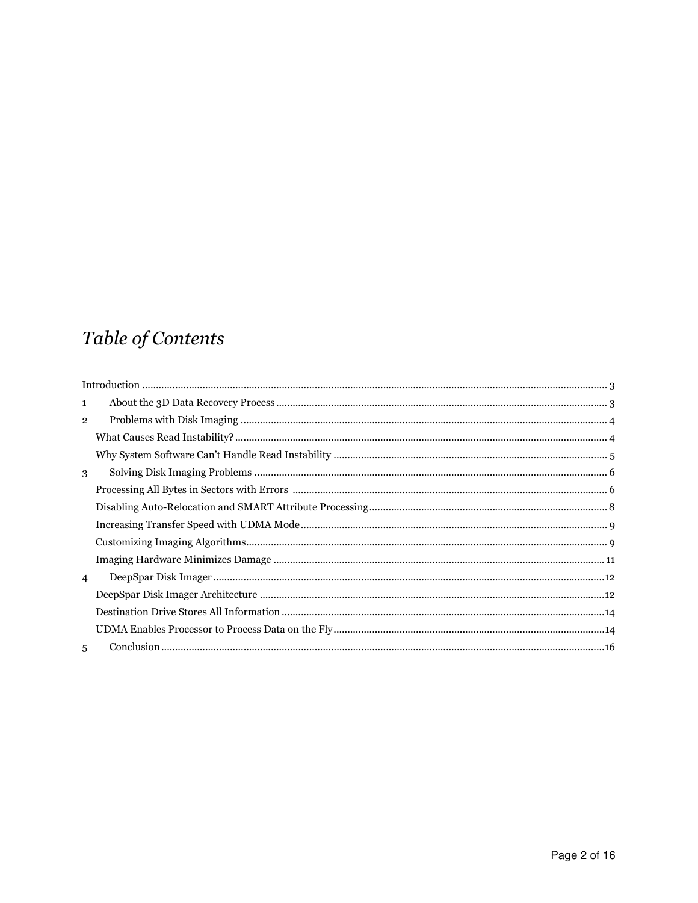# *Table of Contents*

Introduction ........................................................................................................................................................... 3

1 About the 3D Data Recovery Process ........................................................................................................... 3

2 Problems with Disk Imaging ........................................................................................................................ 4

What Causes Read Instability? ......................................................................................................................... 4

Why System Software Can't Handle Read Instability ...................................................................................... 5

3 Solving Disk Imaging Problems ................................................................................................................... 6

Processing All Bytes in Sectors with Errors ..................................................................................................... 6

Disabling Auto-Relocation and SMART Attribute Processing ......................................................................... 8

Increasing Transfer Speed with UDMA Mode ................................................................................................. 9

Customizing Imaging Algorithms ..................................................................................................................... 9

Imaging Hardware Minimizes Damage .......................................................................................................... 11

4 DeepSpar Disk Imager ................................................................................................................................ 12

DeepSpar Disk Imager Architecture ............................................................................................................... 12

Destination Drive Stores All Information ....................................................................................................... 14

UDMA Enables Processor to Process Data on the Fly .................................................................................... 14

5 Conclusion ................................................................................................................................................... 16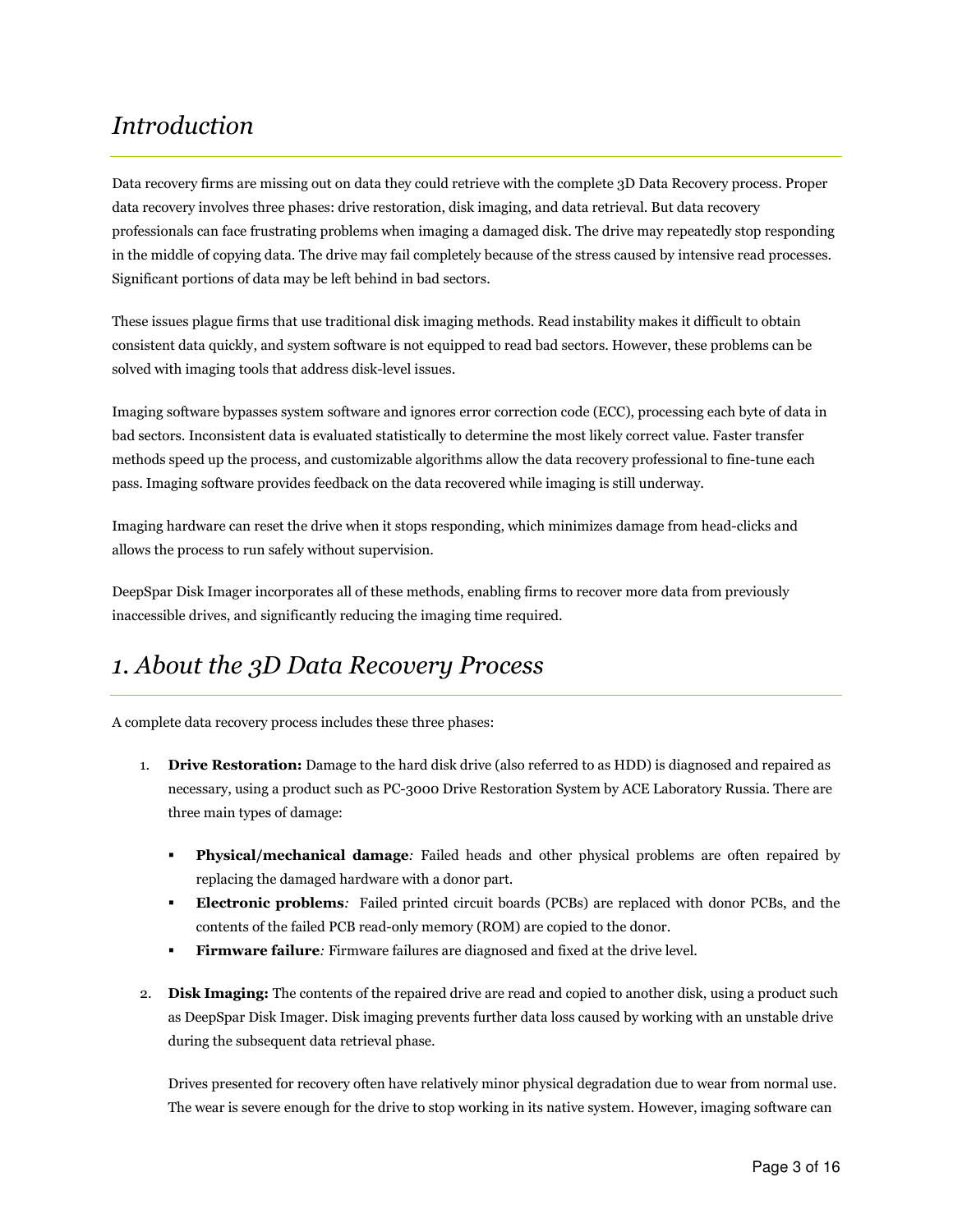# *Introduction*

Data recovery firms are missing out on data they could retrieve with the complete 3D Data Recovery process. Proper data recovery involves three phases: drive restoration, disk imaging, and data retrieval. But data recovery professionals can face frustrating problems when imaging a damaged disk. The drive may repeatedly stop responding in the middle of copying data. The drive may fail completely because of the stress caused by intensive read processes. Significant portions of data may be left behind in bad sectors.

These issues plague firms that use traditional disk imaging methods. Read instability makes it difficult to obtain consistent data quickly, and system software is not equipped to read bad sectors. However, these problems can be solved with imaging tools that address disk-level issues.

Imaging software bypasses system software and ignores error correction code (ECC), processing each byte of data in bad sectors. Inconsistent data is evaluated statistically to determine the most likely correct value. Faster transfer methods speed up the process, and customizable algorithms allow the data recovery professional to fine-tune each pass. Imaging software provides feedback on the data recovered while imaging is still underway.

Imaging hardware can reset the drive when it stops responding, which minimizes damage from head-clicks and allows the process to run safely without supervision.

DeepSpar Disk Imager incorporates all of these methods, enabling firms to recover more data from previously inaccessible drives, and significantly reducing the imaging time required.

# *1. About the 3D Data Recovery Process*

A complete data recovery process includes these three phases:

1. **Drive Restoration:** Damage to the hard disk drive (also referred to as HDD) is diagnosed and repaired as necessary, using a product such as PC-3000 Drive Restoration System by ACE Laboratory Russia. There are three main types of damage:

   - **Physical/mechanical damage***:* Failed heads and other physical problems are often repaired by replacing the damaged hardware with a donor part.
   - **Electronic problems***:* Failed printed circuit boards (PCBs) are replaced with donor PCBs, and the contents of the failed PCB read-only memory (ROM) are copied to the donor.
   - **Firmware failure***:* Firmware failures are diagnosed and fixed at the drive level.

2. **Disk Imaging:** The contents of the repaired drive are read and copied to another disk, using a product such as DeepSpar Disk Imager. Disk imaging prevents further data loss caused by working with an unstable drive during the subsequent data retrieval phase.

   Drives presented for recovery often have relatively minor physical degradation due to wear from normal use. The wear is severe enough for the drive to stop working in its native system. However, imaging software can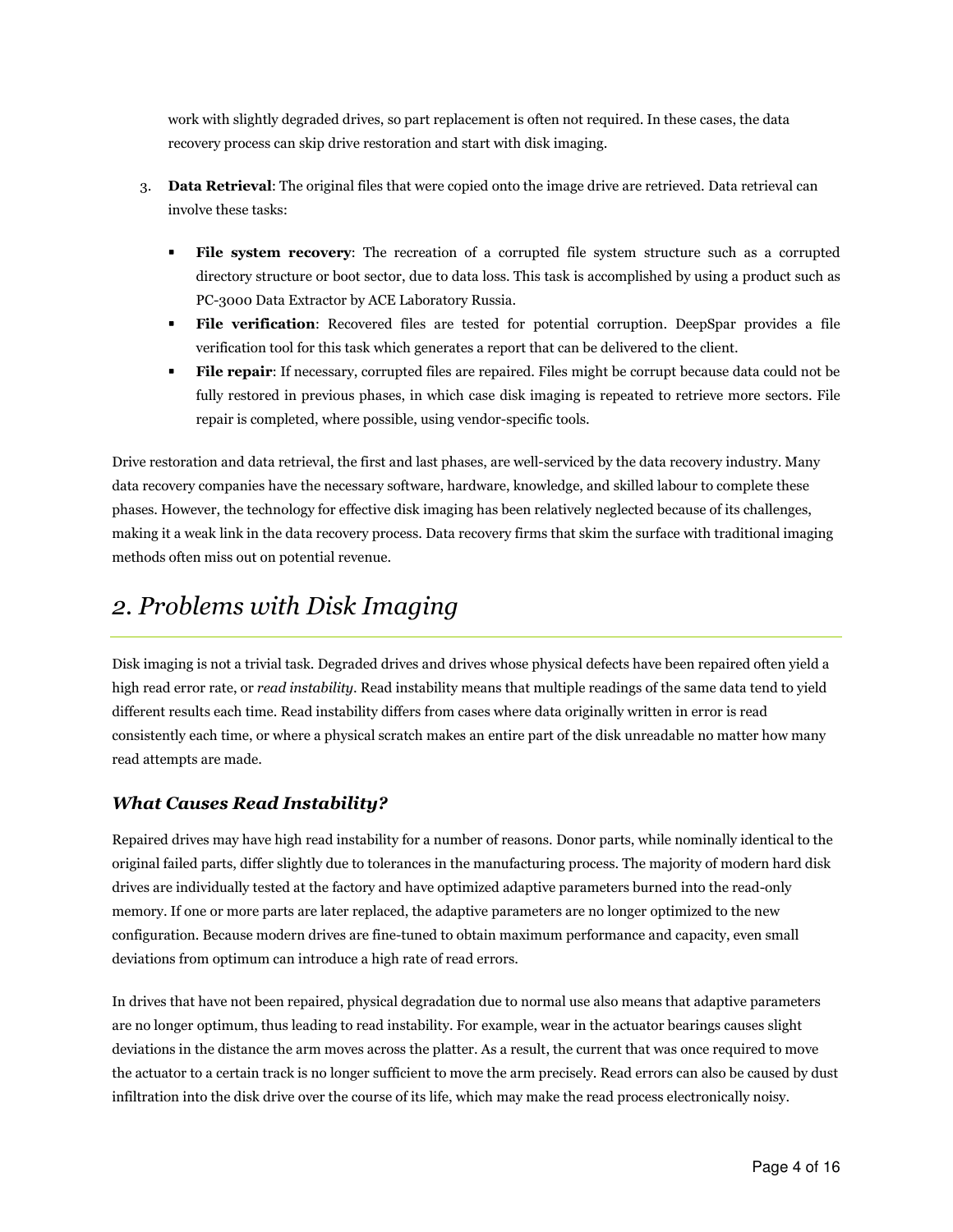work with slightly degraded drives, so part replacement is often not required. In these cases, the data recovery process can skip drive restoration and start with disk imaging.

3. **Data Retrieval**: The original files that were copied onto the image drive are retrieved. Data retrieval can involve these tasks:

   - **File system recovery**: The recreation of a corrupted file system structure such as a corrupted directory structure or boot sector, due to data loss. This task is accomplished by using a product such as PC-3000 Data Extractor by ACE Laboratory Russia.
   - **File verification**: Recovered files are tested for potential corruption. DeepSpar provides a file verification tool for this task which generates a report that can be delivered to the client.
   - **File repair**: If necessary, corrupted files are repaired. Files might be corrupt because data could not be fully restored in previous phases, in which case disk imaging is repeated to retrieve more sectors. File repair is completed, where possible, using vendor-specific tools.

Drive restoration and data retrieval, the first and last phases, are well-serviced by the data recovery industry. Many data recovery companies have the necessary software, hardware, knowledge, and skilled labour to complete these phases. However, the technology for effective disk imaging has been relatively neglected because of its challenges, making it a weak link in the data recovery process. Data recovery firms that skim the surface with traditional imaging methods often miss out on potential revenue.

## *2. Problems with Disk Imaging*

Disk imaging is not a trivial task. Degraded drives and drives whose physical defects have been repaired often yield a high read error rate, or *read instability*. Read instability means that multiple readings of the same data tend to yield different results each time. Read instability differs from cases where data originally written in error is read consistently each time, or where a physical scratch makes an entire part of the disk unreadable no matter how many read attempts are made.

### *What Causes Read Instability?*

Repaired drives may have high read instability for a number of reasons. Donor parts, while nominally identical to the original failed parts, differ slightly due to tolerances in the manufacturing process. The majority of modern hard disk drives are individually tested at the factory and have optimized adaptive parameters burned into the read-only memory. If one or more parts are later replaced, the adaptive parameters are no longer optimized to the new configuration. Because modern drives are fine-tuned to obtain maximum performance and capacity, even small deviations from optimum can introduce a high rate of read errors.

In drives that have not been repaired, physical degradation due to normal use also means that adaptive parameters are no longer optimum, thus leading to read instability. For example, wear in the actuator bearings causes slight deviations in the distance the arm moves across the platter. As a result, the current that was once required to move the actuator to a certain track is no longer sufficient to move the arm precisely. Read errors can also be caused by dust infiltration into the disk drive over the course of its life, which may make the read process electronically noisy.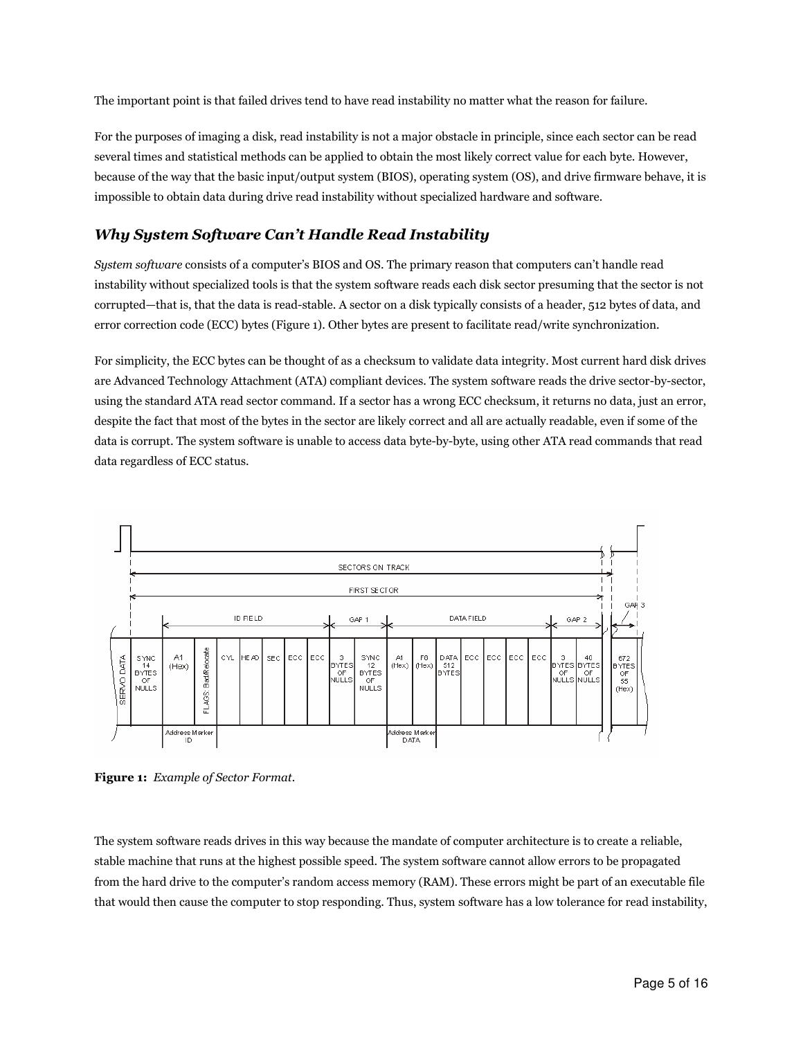The important point is that failed drives tend to have read instability no matter what the reason for failure.

For the purposes of imaging a disk, read instability is not a major obstacle in principle, since each sector can be read several times and statistical methods can be applied to obtain the most likely correct value for each byte. However, because of the way that the basic input/output system (BIOS), operating system (OS), and drive firmware behave, it is impossible to obtain data during drive read instability without specialized hardware and software.

## *Why System Software Can't Handle Read Instability*

*System software* consists of a computer's BIOS and OS. The primary reason that computers can't handle read instability without specialized tools is that the system software reads each disk sector presuming that the sector is not corrupted—that is, that the data is read-stable. A sector on a disk typically consists of a header, 512 bytes of data, and error correction code (ECC) bytes (Figure 1). Other bytes are present to facilitate read/write synchronization.

For simplicity, the ECC bytes can be thought of as a checksum to validate data integrity. Most current hard disk drives are Advanced Technology Attachment (ATA) compliant devices. The system software reads the drive sector-by-sector, using the standard ATA read sector command. If a sector has a wrong ECC checksum, it returns no data, just an error, despite the fact that most of the bytes in the sector are likely correct and all are actually readable, even if some of the data is corrupt. The system software is unable to access data byte-by-byte, using other ATA read commands that read data regardless of ECC status.

**Figure 1:** *Example of Sector Format.*

The system software reads drives in this way because the mandate of computer architecture is to create a reliable, stable machine that runs at the highest possible speed. The system software cannot allow errors to be propagated from the hard drive to the computer's random access memory (RAM). These errors might be part of an executable file that would then cause the computer to stop responding. Thus, system software has a low tolerance for read instability,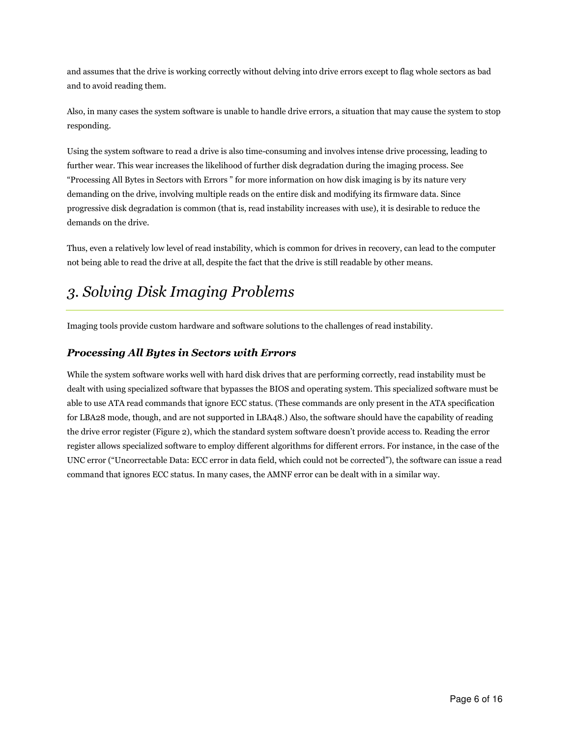and assumes that the drive is working correctly without delving into drive errors except to flag whole sectors as bad and to avoid reading them.

Also, in many cases the system software is unable to handle drive errors, a situation that may cause the system to stop responding.

Using the system software to read a drive is also time-consuming and involves intense drive processing, leading to further wear. This wear increases the likelihood of further disk degradation during the imaging process. See "Processing All Bytes in Sectors with Errors " for more information on how disk imaging is by its nature very demanding on the drive, involving multiple reads on the entire disk and modifying its firmware data. Since progressive disk degradation is common (that is, read instability increases with use), it is desirable to reduce the demands on the drive.

Thus, even a relatively low level of read instability, which is common for drives in recovery, can lead to the computer not being able to read the drive at all, despite the fact that the drive is still readable by other means.

# *3. Solving Disk Imaging Problems*

Imaging tools provide custom hardware and software solutions to the challenges of read instability.

### ***Processing All Bytes in Sectors with Errors***

While the system software works well with hard disk drives that are performing correctly, read instability must be dealt with using specialized software that bypasses the BIOS and operating system. This specialized software must be able to use ATA read commands that ignore ECC status. (These commands are only present in the ATA specification for LBA28 mode, though, and are not supported in LBA48.) Also, the software should have the capability of reading the drive error register (Figure 2), which the standard system software doesn't provide access to. Reading the error register allows specialized software to employ different algorithms for different errors. For instance, in the case of the UNC error ("Uncorrectable Data: ECC error in data field, which could not be corrected"), the software can issue a read command that ignores ECC status. In many cases, the AMNF error can be dealt with in a similar way.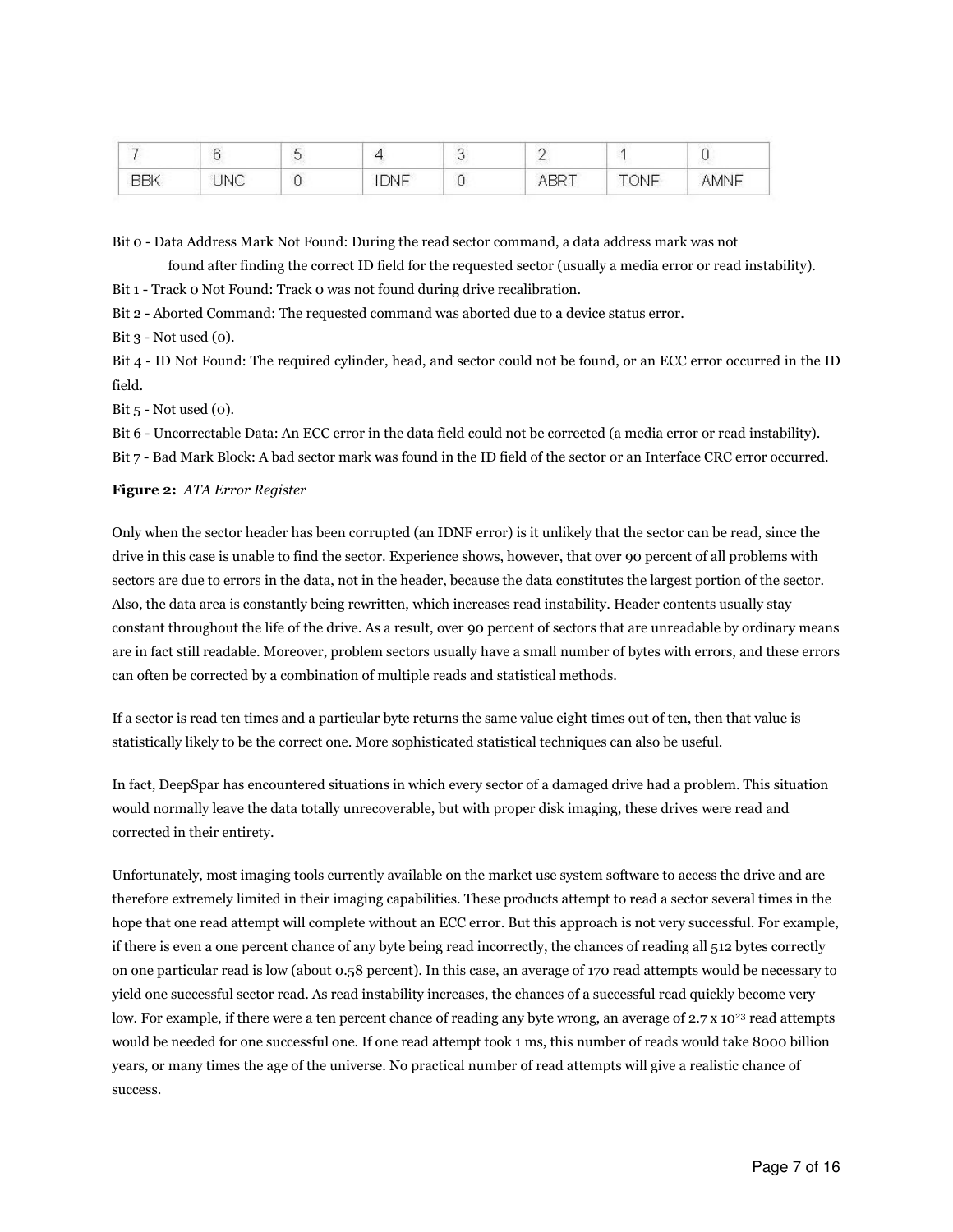| 7 | 6 | 5 | 4 | 3 | 2 | 1 | 0 |
|---|---|---|---|---|---|---|---|
| BBK | UNC | 0 | IDNF | 0 | ABRT | TONF | AMNF |

Bit 0 - Data Address Mark Not Found: During the read sector command, a data address mark was not found after finding the correct ID field for the requested sector (usually a media error or read instability).

Bit 1 - Track 0 Not Found: Track 0 was not found during drive recalibration.

Bit 2 - Aborted Command: The requested command was aborted due to a device status error.

Bit 3 - Not used (0).

Bit 4 - ID Not Found: The required cylinder, head, and sector could not be found, or an ECC error occurred in the ID field.

Bit 5 - Not used (0).

Bit 6 - Uncorrectable Data: An ECC error in the data field could not be corrected (a media error or read instability).

Bit 7 - Bad Mark Block: A bad sector mark was found in the ID field of the sector or an Interface CRC error occurred.

**Figure 2:** *ATA Error Register*

Only when the sector header has been corrupted (an IDNF error) is it unlikely that the sector can be read, since the drive in this case is unable to find the sector. Experience shows, however, that over 90 percent of all problems with sectors are due to errors in the data, not in the header, because the data constitutes the largest portion of the sector. Also, the data area is constantly being rewritten, which increases read instability. Header contents usually stay constant throughout the life of the drive. As a result, over 90 percent of sectors that are unreadable by ordinary means are in fact still readable. Moreover, problem sectors usually have a small number of bytes with errors, and these errors can often be corrected by a combination of multiple reads and statistical methods.

If a sector is read ten times and a particular byte returns the same value eight times out of ten, then that value is statistically likely to be the correct one. More sophisticated statistical techniques can also be useful.

In fact, DeepSpar has encountered situations in which every sector of a damaged drive had a problem. This situation would normally leave the data totally unrecoverable, but with proper disk imaging, these drives were read and corrected in their entirety.

Unfortunately, most imaging tools currently available on the market use system software to access the drive and are therefore extremely limited in their imaging capabilities. These products attempt to read a sector several times in the hope that one read attempt will complete without an ECC error. But this approach is not very successful. For example, if there is even a one percent chance of any byte being read incorrectly, the chances of reading all 512 bytes correctly on one particular read is low (about 0.58 percent). In this case, an average of 170 read attempts would be necessary to yield one successful sector read. As read instability increases, the chances of a successful read quickly become very low. For example, if there were a ten percent chance of reading any byte wrong, an average of $2.7 \times 10^{23}$ read attempts would be needed for one successful one. If one read attempt took 1 ms, this number of reads would take 8000 billion years, or many times the age of the universe. No practical number of read attempts will give a realistic chance of success.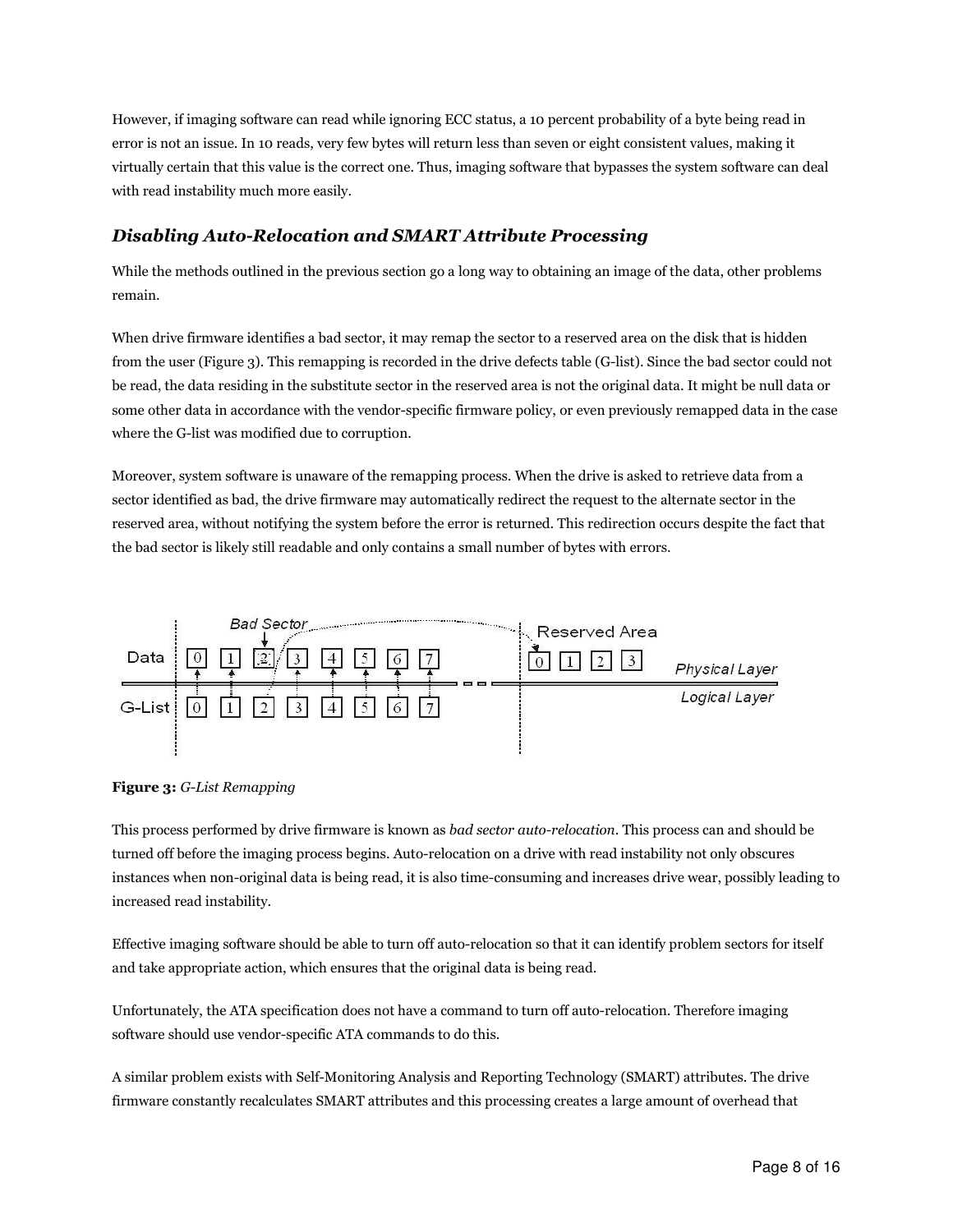However, if imaging software can read while ignoring ECC status, a 10 percent probability of a byte being read in error is not an issue. In 10 reads, very few bytes will return less than seven or eight consistent values, making it virtually certain that this value is the correct one. Thus, imaging software that bypasses the system software can deal with read instability much more easily.

### *Disabling Auto-Relocation and SMART Attribute Processing*

While the methods outlined in the previous section go a long way to obtaining an image of the data, other problems remain.

When drive firmware identifies a bad sector, it may remap the sector to a reserved area on the disk that is hidden from the user (Figure 3). This remapping is recorded in the drive defects table (G-list). Since the bad sector could not be read, the data residing in the substitute sector in the reserved area is not the original data. It might be null data or some other data in accordance with the vendor-specific firmware policy, or even previously remapped data in the case where the G-list was modified due to corruption.

Moreover, system software is unaware of the remapping process. When the drive is asked to retrieve data from a sector identified as bad, the drive firmware may automatically redirect the request to the alternate sector in the reserved area, without notifying the system before the error is returned. This redirection occurs despite the fact that the bad sector is likely still readable and only contains a small number of bytes with errors.

**Figure 3:** *G-List Remapping*

This process performed by drive firmware is known as *bad sector auto-relocation*. This process can and should be turned off before the imaging process begins. Auto-relocation on a drive with read instability not only obscures instances when non-original data is being read, it is also time-consuming and increases drive wear, possibly leading to increased read instability.

Effective imaging software should be able to turn off auto-relocation so that it can identify problem sectors for itself and take appropriate action, which ensures that the original data is being read.

Unfortunately, the ATA specification does not have a command to turn off auto-relocation. Therefore imaging software should use vendor-specific ATA commands to do this.

A similar problem exists with Self-Monitoring Analysis and Reporting Technology (SMART) attributes. The drive firmware constantly recalculates SMART attributes and this processing creates a large amount of overhead that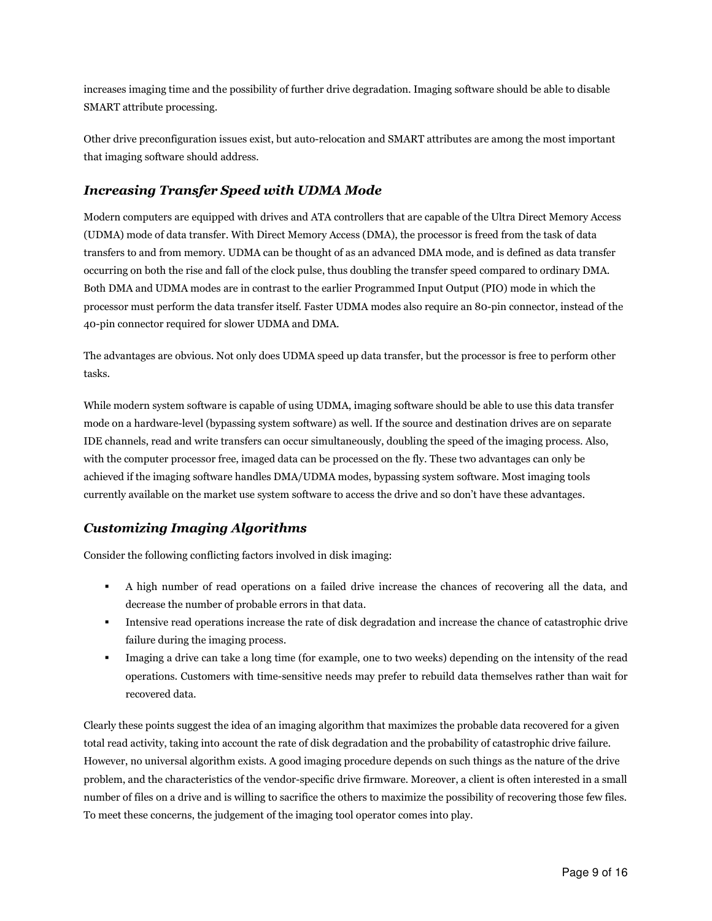increases imaging time and the possibility of further drive degradation. Imaging software should be able to disable SMART attribute processing.

Other drive preconfiguration issues exist, but auto-relocation and SMART attributes are among the most important that imaging software should address.

### *Increasing Transfer Speed with UDMA Mode*

Modern computers are equipped with drives and ATA controllers that are capable of the Ultra Direct Memory Access (UDMA) mode of data transfer. With Direct Memory Access (DMA), the processor is freed from the task of data transfers to and from memory. UDMA can be thought of as an advanced DMA mode, and is defined as data transfer occurring on both the rise and fall of the clock pulse, thus doubling the transfer speed compared to ordinary DMA. Both DMA and UDMA modes are in contrast to the earlier Programmed Input Output (PIO) mode in which the processor must perform the data transfer itself. Faster UDMA modes also require an 80-pin connector, instead of the 40-pin connector required for slower UDMA and DMA.

The advantages are obvious. Not only does UDMA speed up data transfer, but the processor is free to perform other tasks.

While modern system software is capable of using UDMA, imaging software should be able to use this data transfer mode on a hardware-level (bypassing system software) as well. If the source and destination drives are on separate IDE channels, read and write transfers can occur simultaneously, doubling the speed of the imaging process. Also, with the computer processor free, imaged data can be processed on the fly. These two advantages can only be achieved if the imaging software handles DMA/UDMA modes, bypassing system software. Most imaging tools currently available on the market use system software to access the drive and so don't have these advantages.

### *Customizing Imaging Algorithms*

Consider the following conflicting factors involved in disk imaging:

- A high number of read operations on a failed drive increase the chances of recovering all the data, and decrease the number of probable errors in that data.
- Intensive read operations increase the rate of disk degradation and increase the chance of catastrophic drive failure during the imaging process.
- Imaging a drive can take a long time (for example, one to two weeks) depending on the intensity of the read operations. Customers with time-sensitive needs may prefer to rebuild data themselves rather than wait for recovered data.

Clearly these points suggest the idea of an imaging algorithm that maximizes the probable data recovered for a given total read activity, taking into account the rate of disk degradation and the probability of catastrophic drive failure. However, no universal algorithm exists. A good imaging procedure depends on such things as the nature of the drive problem, and the characteristics of the vendor-specific drive firmware. Moreover, a client is often interested in a small number of files on a drive and is willing to sacrifice the others to maximize the possibility of recovering those few files. To meet these concerns, the judgement of the imaging tool operator comes into play.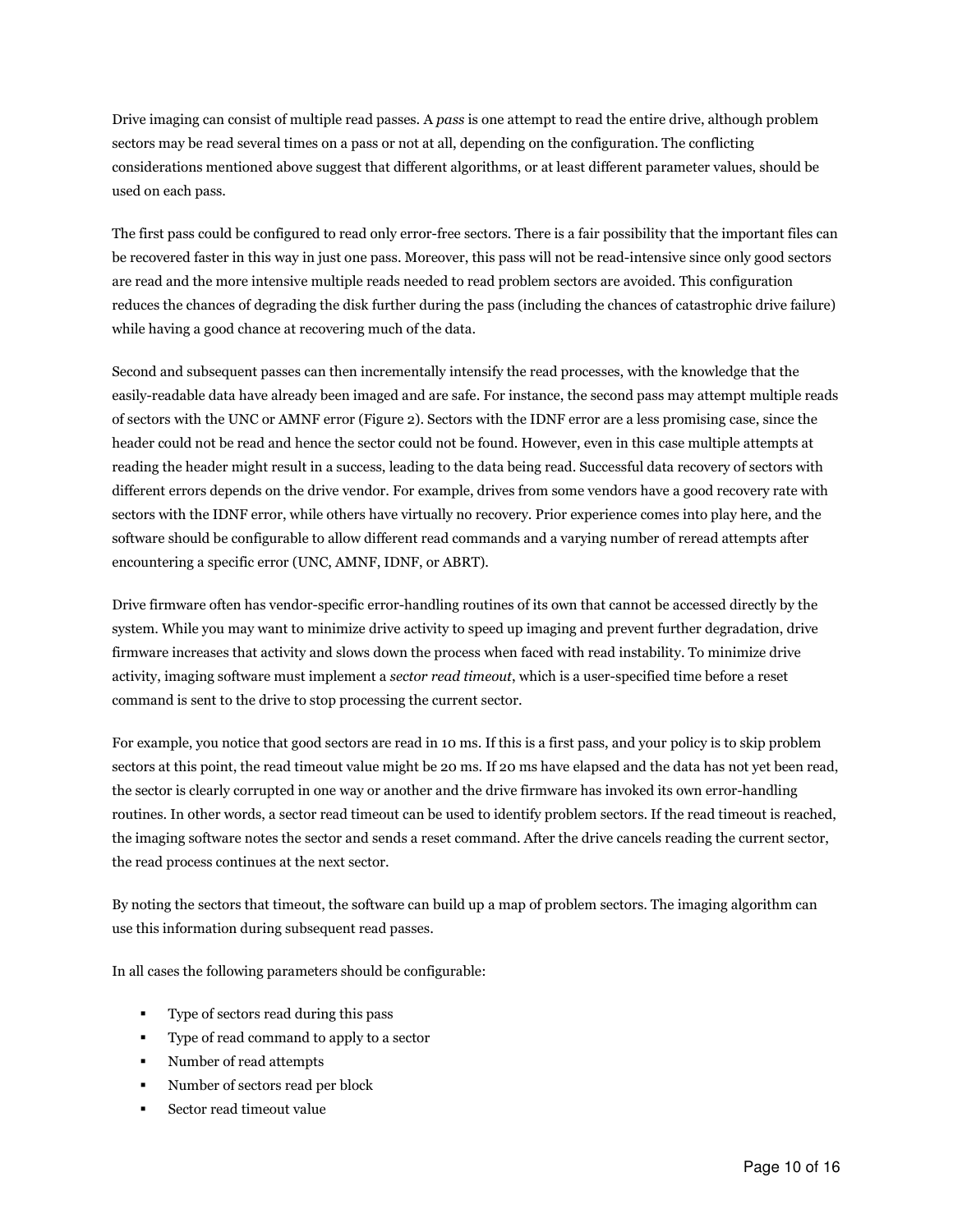Drive imaging can consist of multiple read passes. A *pass* is one attempt to read the entire drive, although problem sectors may be read several times on a pass or not at all, depending on the configuration. The conflicting considerations mentioned above suggest that different algorithms, or at least different parameter values, should be used on each pass.

The first pass could be configured to read only error-free sectors. There is a fair possibility that the important files can be recovered faster in this way in just one pass. Moreover, this pass will not be read-intensive since only good sectors are read and the more intensive multiple reads needed to read problem sectors are avoided. This configuration reduces the chances of degrading the disk further during the pass (including the chances of catastrophic drive failure) while having a good chance at recovering much of the data.

Second and subsequent passes can then incrementally intensify the read processes, with the knowledge that the easily-readable data have already been imaged and are safe. For instance, the second pass may attempt multiple reads of sectors with the UNC or AMNF error (Figure 2). Sectors with the IDNF error are a less promising case, since the header could not be read and hence the sector could not be found. However, even in this case multiple attempts at reading the header might result in a success, leading to the data being read. Successful data recovery of sectors with different errors depends on the drive vendor. For example, drives from some vendors have a good recovery rate with sectors with the IDNF error, while others have virtually no recovery. Prior experience comes into play here, and the software should be configurable to allow different read commands and a varying number of reread attempts after encountering a specific error (UNC, AMNF, IDNF, or ABRT).

Drive firmware often has vendor-specific error-handling routines of its own that cannot be accessed directly by the system. While you may want to minimize drive activity to speed up imaging and prevent further degradation, drive firmware increases that activity and slows down the process when faced with read instability. To minimize drive activity, imaging software must implement a *sector read timeout*, which is a user-specified time before a reset command is sent to the drive to stop processing the current sector.

For example, you notice that good sectors are read in 10 ms. If this is a first pass, and your policy is to skip problem sectors at this point, the read timeout value might be 20 ms. If 20 ms have elapsed and the data has not yet been read, the sector is clearly corrupted in one way or another and the drive firmware has invoked its own error-handling routines. In other words, a sector read timeout can be used to identify problem sectors. If the read timeout is reached, the imaging software notes the sector and sends a reset command. After the drive cancels reading the current sector, the read process continues at the next sector.

By noting the sectors that timeout, the software can build up a map of problem sectors. The imaging algorithm can use this information during subsequent read passes.

In all cases the following parameters should be configurable:

- Type of sectors read during this pass
- Type of read command to apply to a sector
- Number of read attempts
- Number of sectors read per block
- Sector read timeout value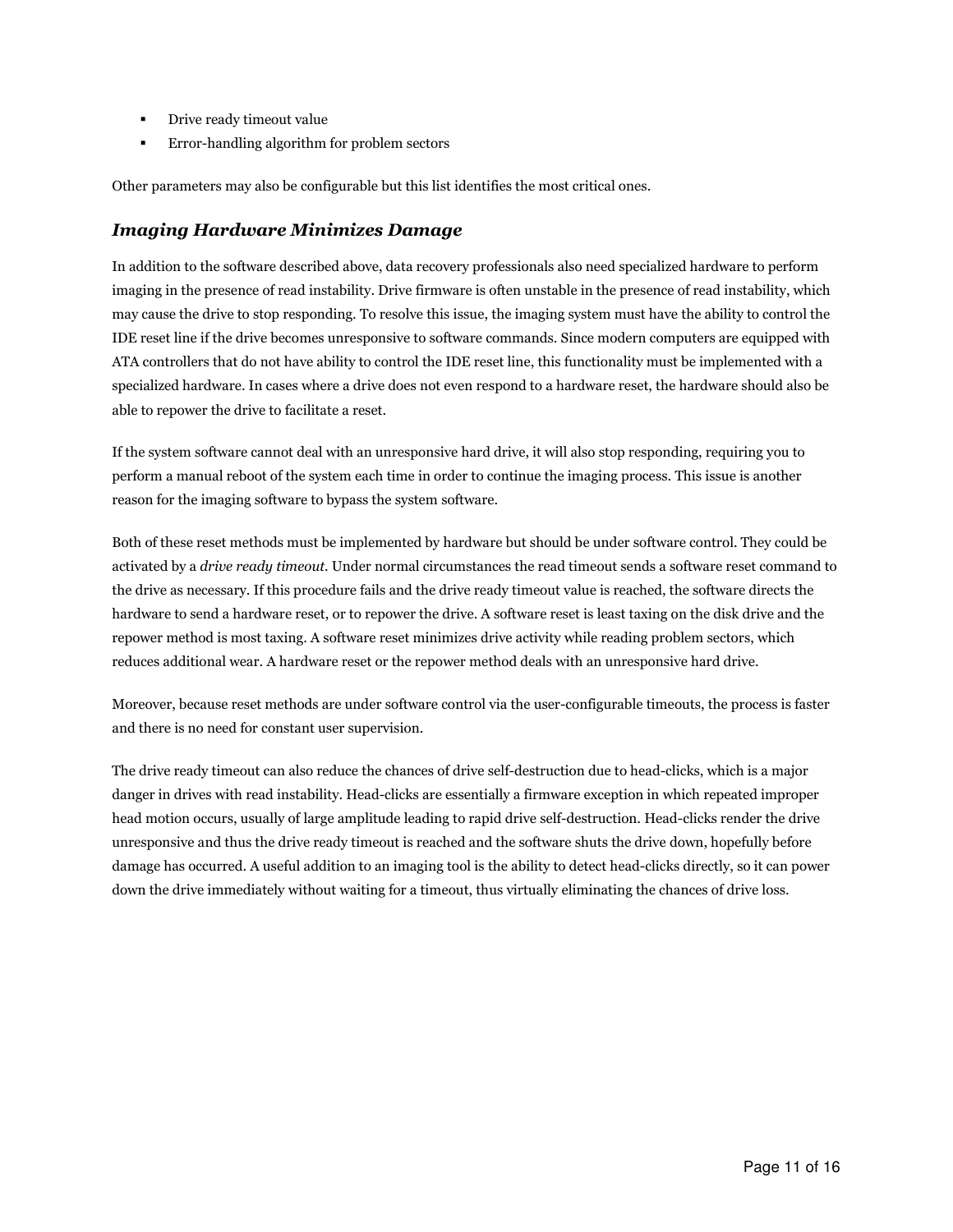- Drive ready timeout value
- Error-handling algorithm for problem sectors

Other parameters may also be configurable but this list identifies the most critical ones.

### *Imaging Hardware Minimizes Damage*

In addition to the software described above, data recovery professionals also need specialized hardware to perform imaging in the presence of read instability. Drive firmware is often unstable in the presence of read instability, which may cause the drive to stop responding. To resolve this issue, the imaging system must have the ability to control the IDE reset line if the drive becomes unresponsive to software commands. Since modern computers are equipped with ATA controllers that do not have ability to control the IDE reset line, this functionality must be implemented with a specialized hardware. In cases where a drive does not even respond to a hardware reset, the hardware should also be able to repower the drive to facilitate a reset.

If the system software cannot deal with an unresponsive hard drive, it will also stop responding, requiring you to perform a manual reboot of the system each time in order to continue the imaging process. This issue is another reason for the imaging software to bypass the system software.

Both of these reset methods must be implemented by hardware but should be under software control. They could be activated by a *drive ready timeout*. Under normal circumstances the read timeout sends a software reset command to the drive as necessary. If this procedure fails and the drive ready timeout value is reached, the software directs the hardware to send a hardware reset, or to repower the drive. A software reset is least taxing on the disk drive and the repower method is most taxing. A software reset minimizes drive activity while reading problem sectors, which reduces additional wear. A hardware reset or the repower method deals with an unresponsive hard drive.

Moreover, because reset methods are under software control via the user-configurable timeouts, the process is faster and there is no need for constant user supervision.

The drive ready timeout can also reduce the chances of drive self-destruction due to head-clicks, which is a major danger in drives with read instability. Head-clicks are essentially a firmware exception in which repeated improper head motion occurs, usually of large amplitude leading to rapid drive self-destruction. Head-clicks render the drive unresponsive and thus the drive ready timeout is reached and the software shuts the drive down, hopefully before damage has occurred. A useful addition to an imaging tool is the ability to detect head-clicks directly, so it can power down the drive immediately without waiting for a timeout, thus virtually eliminating the chances of drive loss.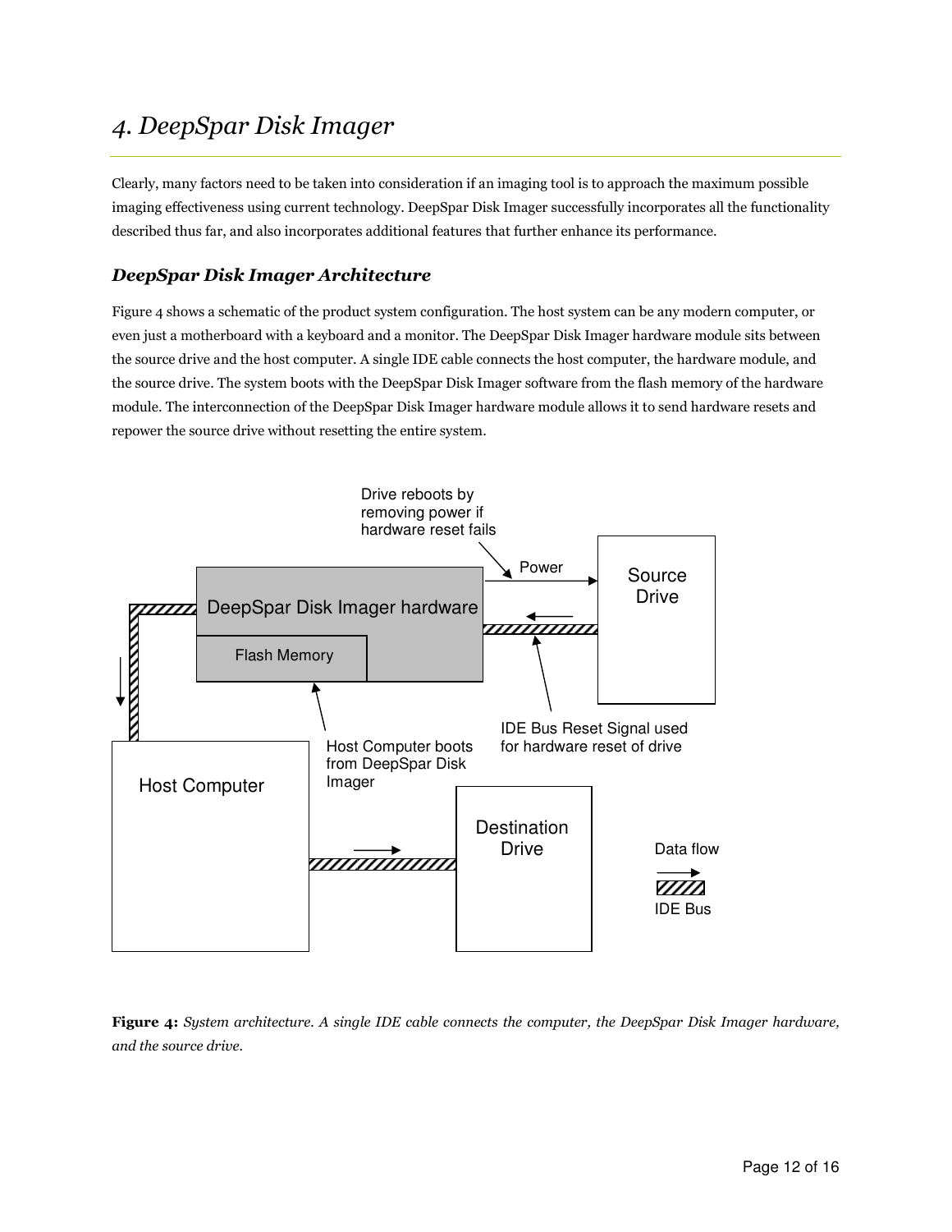# 4. DeepSpar Disk Imager

Clearly, many factors need to be taken into consideration if an imaging tool is to approach the maximum possible imaging effectiveness using current technology. DeepSpar Disk Imager successfully incorporates all the functionality described thus far, and also incorporates additional features that further enhance its performance.

### *DeepSpar Disk Imager Architecture*

Figure 4 shows a schematic of the product system configuration. The host system can be any modern computer, or even just a motherboard with a keyboard and a monitor. The DeepSpar Disk Imager hardware module sits between the source drive and the host computer. A single IDE cable connects the host computer, the hardware module, and the source drive. The system boots with the DeepSpar Disk Imager software from the flash memory of the hardware module. The interconnection of the DeepSpar Disk Imager hardware module allows it to send hardware resets and repower the source drive without resetting the entire system.

Drive reboots by removing power if hardware reset fails

Power

Source Drive

DeepSpar Disk Imager hardware

Flash Memory

IDE Bus Reset Signal used for hardware reset of drive

Host Computer boots from DeepSpar Disk Imager

Host Computer

Destination Drive

Data flow

IDE Bus

**Figure 4:** *System architecture. A single IDE cable connects the computer, the DeepSpar Disk Imager hardware, and the source drive.*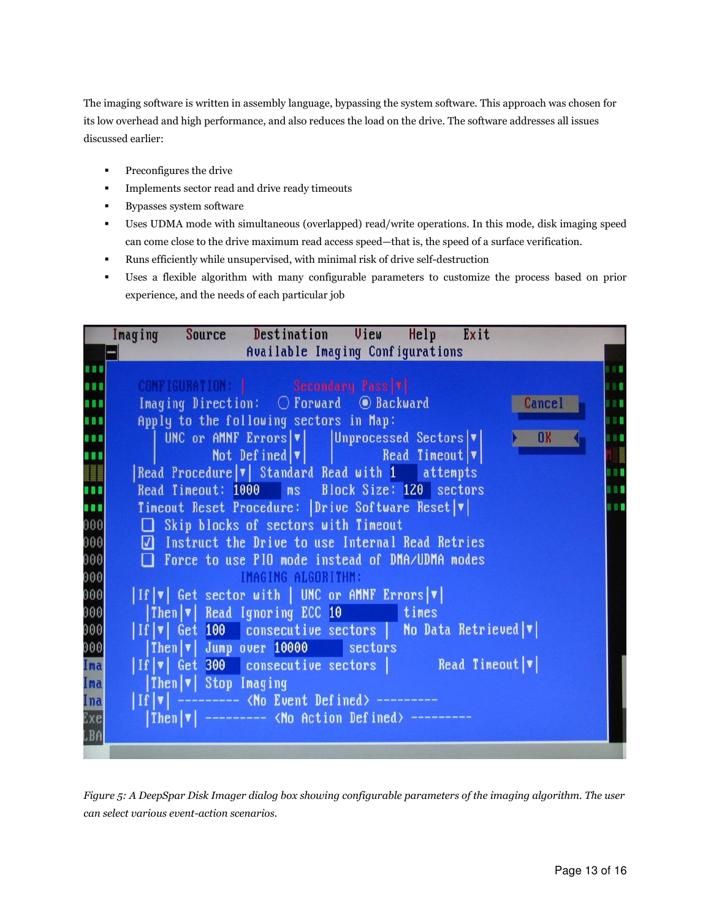The imaging software is written in assembly language, bypassing the system software. This approach was chosen for its low overhead and high performance, and also reduces the load on the drive. The software addresses all issues discussed earlier:

- Preconfigures the drive
- Implements sector read and drive ready timeouts
- Bypasses system software
- Uses UDMA mode with simultaneous (overlapped) read/write operations. In this mode, disk imaging speed can come close to the drive maximum read access speed—that is, the speed of a surface verification.
- Runs efficiently while unsupervised, with minimal risk of drive self-destruction
- Uses a flexible algorithm with many configurable parameters to customize the process based on prior experience, and the needs of each particular job

*Figure 5: A DeepSpar Disk Imager dialog box showing configurable parameters of the imaging algorithm. The user can select various event-action scenarios.*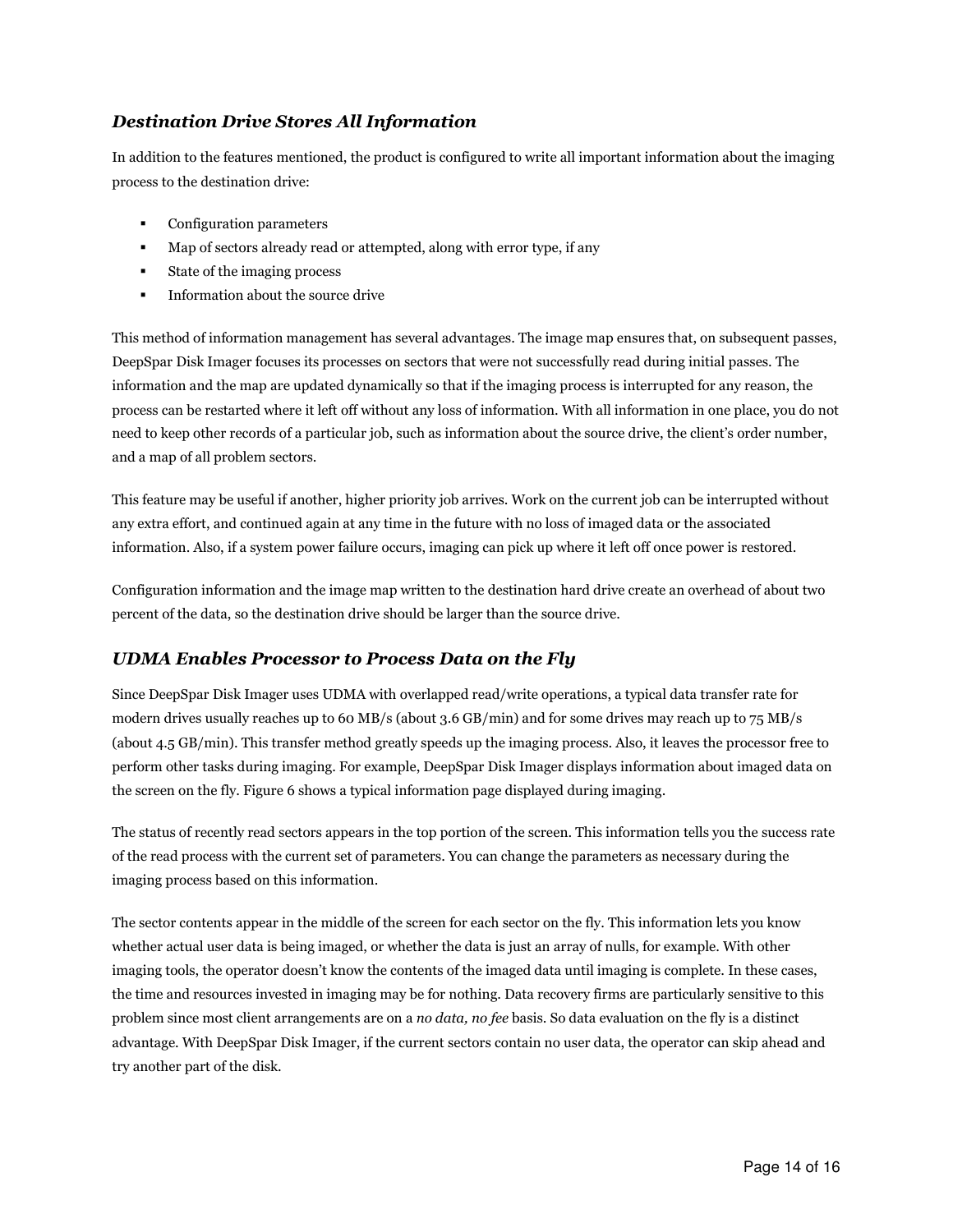### *Destination Drive Stores All Information*

In addition to the features mentioned, the product is configured to write all important information about the imaging process to the destination drive:

- Configuration parameters
- Map of sectors already read or attempted, along with error type, if any
- State of the imaging process
- Information about the source drive

This method of information management has several advantages. The image map ensures that, on subsequent passes, DeepSpar Disk Imager focuses its processes on sectors that were not successfully read during initial passes. The information and the map are updated dynamically so that if the imaging process is interrupted for any reason, the process can be restarted where it left off without any loss of information. With all information in one place, you do not need to keep other records of a particular job, such as information about the source drive, the client's order number, and a map of all problem sectors.

This feature may be useful if another, higher priority job arrives. Work on the current job can be interrupted without any extra effort, and continued again at any time in the future with no loss of imaged data or the associated information. Also, if a system power failure occurs, imaging can pick up where it left off once power is restored.

Configuration information and the image map written to the destination hard drive create an overhead of about two percent of the data, so the destination drive should be larger than the source drive.

### *UDMA Enables Processor to Process Data on the Fly*

Since DeepSpar Disk Imager uses UDMA with overlapped read/write operations, a typical data transfer rate for modern drives usually reaches up to 60 MB/s (about 3.6 GB/min) and for some drives may reach up to 75 MB/s (about 4.5 GB/min). This transfer method greatly speeds up the imaging process. Also, it leaves the processor free to perform other tasks during imaging. For example, DeepSpar Disk Imager displays information about imaged data on the screen on the fly. Figure 6 shows a typical information page displayed during imaging.

The status of recently read sectors appears in the top portion of the screen. This information tells you the success rate of the read process with the current set of parameters. You can change the parameters as necessary during the imaging process based on this information.

The sector contents appear in the middle of the screen for each sector on the fly. This information lets you know whether actual user data is being imaged, or whether the data is just an array of nulls, for example. With other imaging tools, the operator doesn't know the contents of the imaged data until imaging is complete. In these cases, the time and resources invested in imaging may be for nothing. Data recovery firms are particularly sensitive to this problem since most client arrangements are on a *no data, no fee* basis. So data evaluation on the fly is a distinct advantage. With DeepSpar Disk Imager, if the current sectors contain no user data, the operator can skip ahead and try another part of the disk.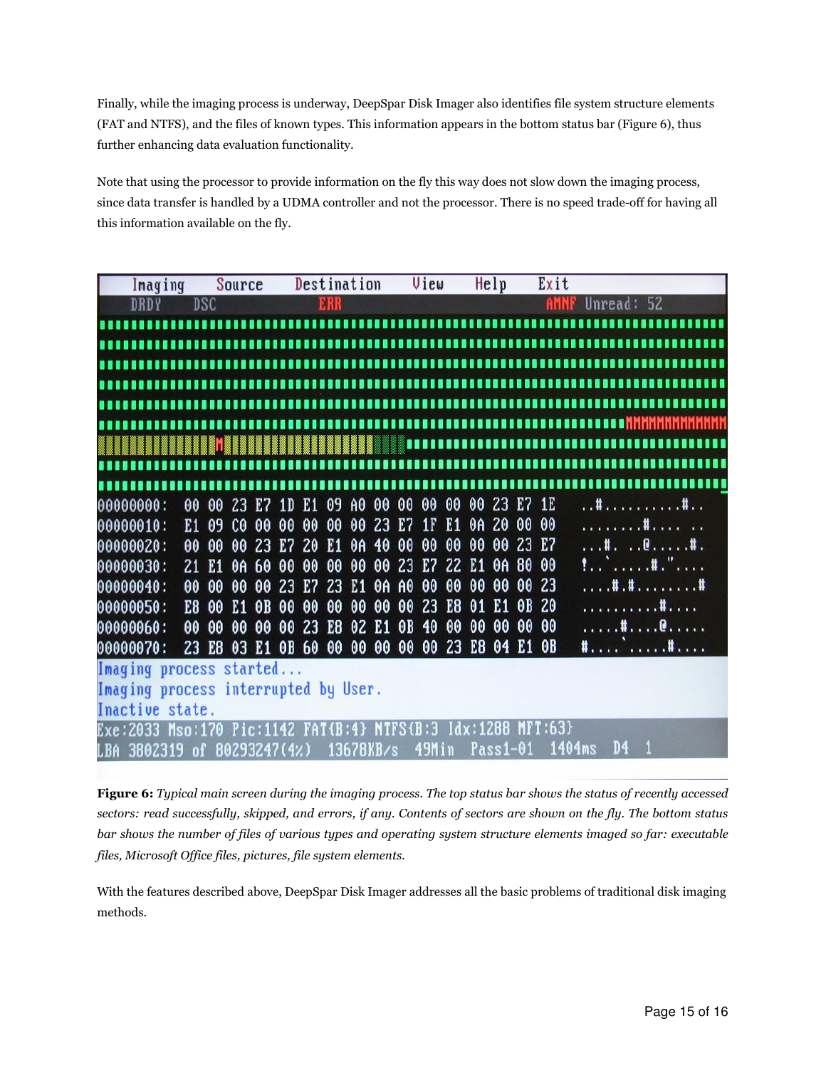Finally, while the imaging process is underway, DeepSpar Disk Imager also identifies file system structure elements (FAT and NTFS), and the files of known types. This information appears in the bottom status bar (Figure 6), thus further enhancing data evaluation functionality.

Note that using the processor to provide information on the fly this way does not slow down the imaging process, since data transfer is handled by a UDMA controller and not the processor. There is no speed trade-off for having all this information available on the fly.

**Figure 6:** *Typical main screen during the imaging process. The top status bar shows the status of recently accessed sectors: read successfully, skipped, and errors, if any. Contents of sectors are shown on the fly. The bottom status bar shows the number of files of various types and operating system structure elements imaged so far: executable files, Microsoft Office files, pictures, file system elements.*

With the features described above, DeepSpar Disk Imager addresses all the basic problems of traditional disk imaging methods.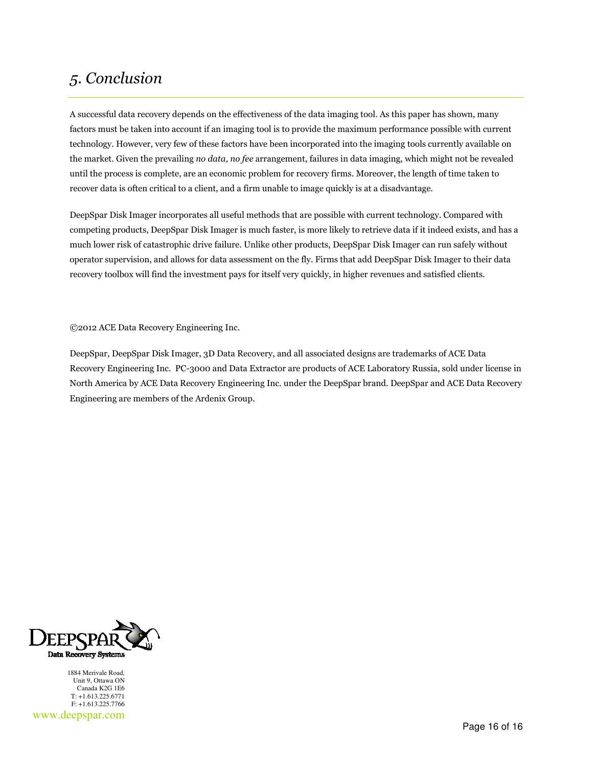## 5. Conclusion

A successful data recovery depends on the effectiveness of the data imaging tool. As this paper has shown, many factors must be taken into account if an imaging tool is to provide the maximum performance possible with current technology. However, very few of these factors have been incorporated into the imaging tools currently available on the market. Given the prevailing *no data, no fee* arrangement, failures in data imaging, which might not be revealed until the process is complete, are an economic problem for recovery firms. Moreover, the length of time taken to recover data is often critical to a client, and a firm unable to image quickly is at a disadvantage.

DeepSpar Disk Imager incorporates all useful methods that are possible with current technology. Compared with competing products, DeepSpar Disk Imager is much faster, is more likely to retrieve data if it indeed exists, and has a much lower risk of catastrophic drive failure. Unlike other products, DeepSpar Disk Imager can run safely without operator supervision, and allows for data assessment on the fly. Firms that add DeepSpar Disk Imager to their data recovery toolbox will find the investment pays for itself very quickly, in higher revenues and satisfied clients.

©2012 ACE Data Recovery Engineering Inc.

DeepSpar, DeepSpar Disk Imager, 3D Data Recovery, and all associated designs are trademarks of ACE Data Recovery Engineering Inc. PC-3000 and Data Extractor are products of ACE Laboratory Russia, sold under license in North America by ACE Data Recovery Engineering Inc. under the DeepSpar brand. DeepSpar and ACE Data Recovery Engineering are members of the Ardenix Group.

DeepSpar
Data Recovery Systems

1884 Merivale Road,
Unit 9, Ottawa ON
Canada K2G 1E6
T: +1.613.225.6771
F: +1.613.225.7766

www.deepspar.com